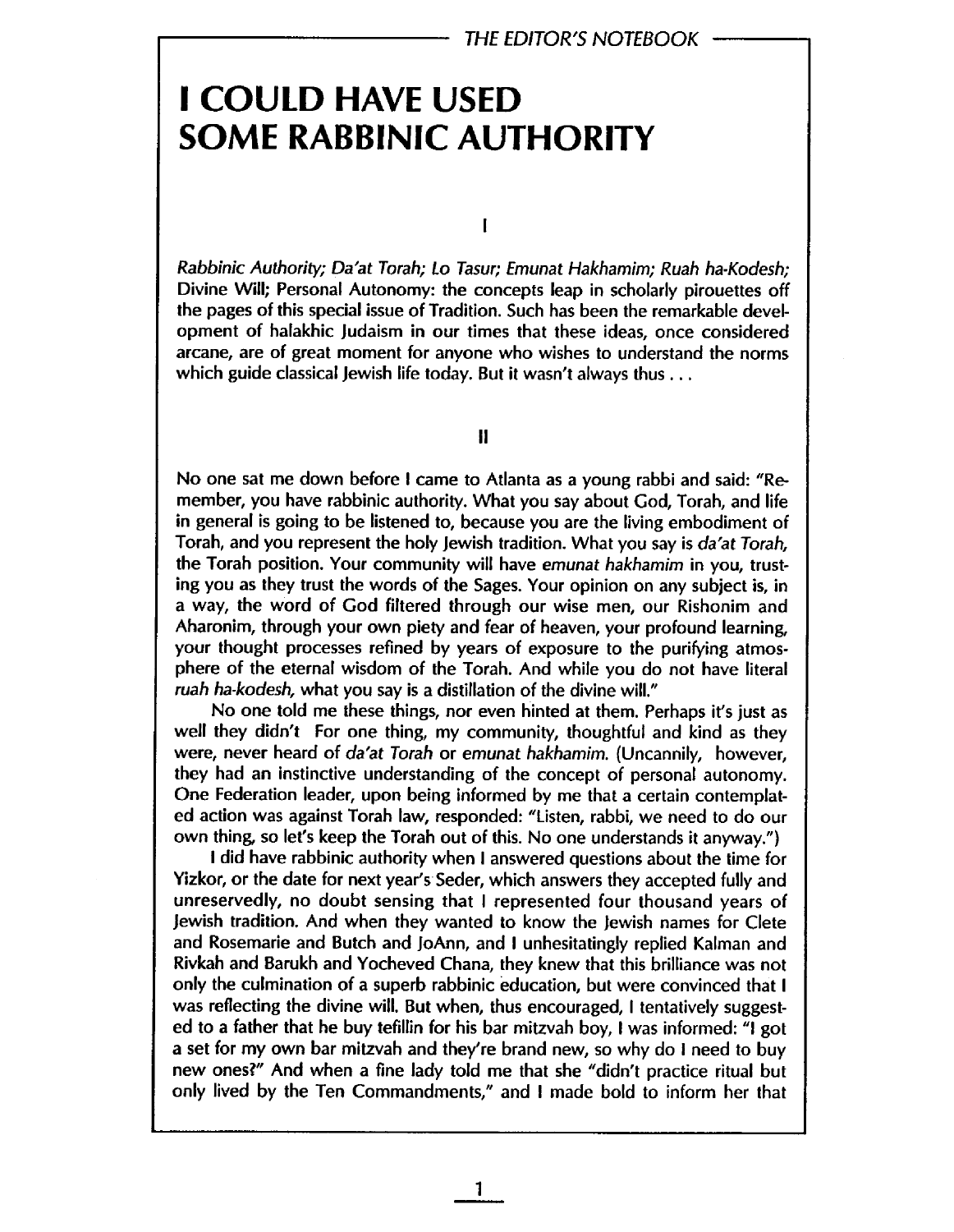# I COULD HAVE USED SOME RABBINIC AUTHORITY

I

*Rabbinic Authority; Da'at Torah; Lo Tasur; Emunat Hakhamim; Ruah ha-Kodesh;* Divine Will; Personal Autonomy: the concepts leap in scholarly pirouettes off the pages of this special issue of Tradition. Such has been the remarkable development of halakhic Judaism in our times that these ideas, once considered arcane, are of great moment for anyone who wishes to understand the norms which guide classical Jewish life today. But it wasn't always thus . . .

II

No one sat me down before I came to Atlanta as a young rabbi and said: "Remember, you have rabbinic authority. What you say about God, Torah, and life in general is going to be listened to, because you are the living embodiment of Torah, and you represent the holy Jewish tradition. What you say is *da'at Torah,* the Torah position. Your community will have *emunat hakhamim* in you, trusting you as they trust the words of the Sages. Your opinion on any subject is, in a way, the word of God filtered through our wise men, our Rishonim and Aharonim, through your own piety and fear of heaven, your profound learning, your thought processes refined by years of exposure to the purifying atmosphere of the eternal wisdom of the Torah. And while you do not have literal *ruah ha-kodesh,* what you say is a distillation of the divine will."

No one told me these things, nor even hinted at them. Perhaps it's just as well they didn't For one thing, my community, thoughtful and kind as they were, never heard of *da'at Torah* or *emunat hakhamim.* (Uncannily, however, they had an instinctive understanding of the concept of personal autonomy. One Federation leader, upon being informed by me that a certain contemplated action was against Torah law, responded: "Listen, rabbi, we need to do our own thing, so let's keep the Torah out of this. No one understands it anyway.")

I did have rabbinic authority when I answered questions about the time for Yizkor, or the date for next year's Seder, which answers they accepted fully and unreservedly, no doubt sensing that I represented four thousand years of Jewish tradition. And when they wanted to know the Jewish names for Clete and Rosemarie and Butch and JoAnn, and I unhesitatingly replied Kalman and Rivkah and Barukh and Yocheved Chana, they knew that this brilliance was not only the culmination of a superb rabbinic education, but were convinced that I was reflecting the divine will. But when, thus encouraged, I tentatively suggested to a father that he buy tefillin for his bar mitzvah boy, I was informed: "I got a set for my own bar mitzvah and they're brand new, so why do I need to buy new ones?" And when a fine lady told me that she "didn't practice ritual but only lived by the Ten Commandments," and I made bold to inform her that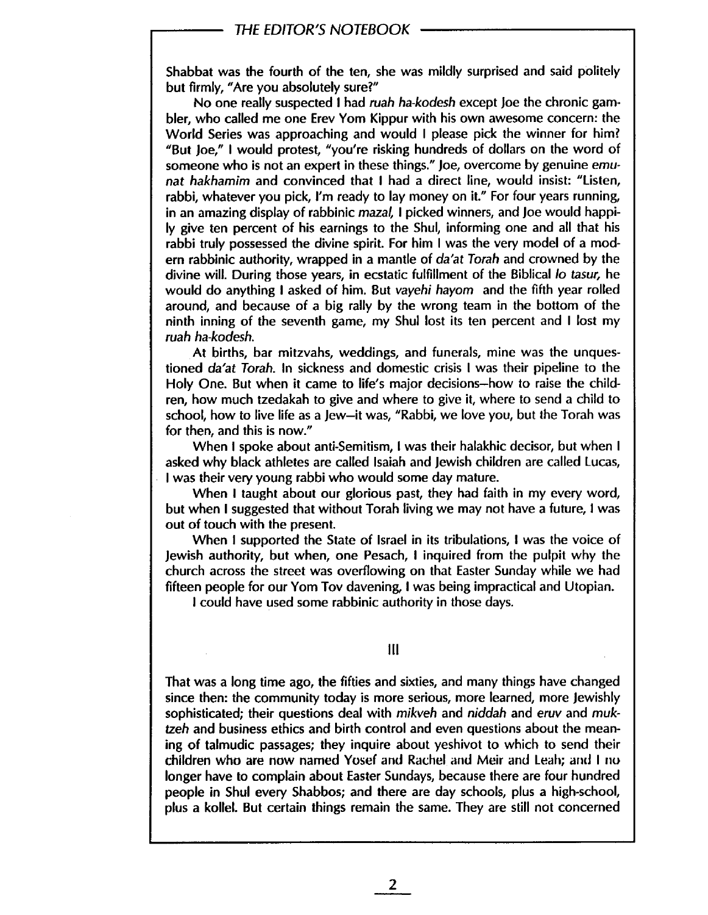Shabbat was the fourth of the ten, she was mildly surprised and said politely but firmly, "Are you absolutely sure?"

No one really suspected I had *ruah ha-kodesh* except Joe the chronic gambler, who called me one Erev Yom Kippur with his own awesome concern: the World Series was approaching and would I please pick the winner for him? "But Joe," I would protest, "you're risking hundreds of dollars on the word of someone who is not an expert in these things." Joe, overcome by genuine *emunat hakhamim* and convinced that I had a direct line, would insist: "Listen, rabbi, whatever you pick, I'm ready to lay money on it." For four years running, in an amazing display of rabbinic *mazal*, I picked winners, and Joe would happily give ten percent of his earnings to the Shul, informing one and all that his rabbi truly possessed the divine spirit. For him I was the very model of a modern rabbinic authority, wrapped in a mantle of *da'at Torah* and crowned by the divine will. During those years, in ecstatic fulfillment of the Biblical *lo tasur,* he would do anything I asked of him. But *vayehi hayom* and the fifth year rolled around, and because of a big rally by the wrong team in the bottom of the ninth inning of the seventh game, my Shul lost its ten percent and I lost my *ruah ha-kodesh.*

At births, bar mitzvahs, weddings, and funerals, mine was the unquestioned *da'at Torah.* In sickness and domestic crisis I was their pipeline to the Holy One. But when it came to life's major decisions—how to raise the children, how much tzedakah to give and where to give it, where to send a child to school, how to live life as a Jew—it was, "Rabbi, we love you, but the Torah was for then, and this is now."

When I spoke about anti-Semitism, I was their halakhic decisor, but when I asked why black athletes are called Isaiah and Jewish children are called Lucas, I was their very young rabbi who would some day mature.

When I taught about our glorious past, they had faith in my every word, but when I suggested that without Torah living we may not have a future, I was out of touch with the present.

When I supported the State of Israel in its tribulations, I was the voice of Jewish authority, but when, one Pesach, I inquired from the pulpit why the church across the street was overflowing on that Easter Sunday while we had fifteen people for our Yom Tov davening, I was being impractical and Utopian.

I could have used some rabbinic authority in those days.

## III

That was a long time ago, the fifties and sixties, and many things have changed since then: the community today is more serious, more learned, more Jewishly sophisticated; their questions deal with *mikveh* and *niddah* and *eruv* and *muktzeh* and business ethics and birth control and even questions about the meaning of talmudic passages; they inquire about yeshivot to which to send their children who are now named Yosef and Rachel and Meir and Leah; and I no longer have to complain about Easter Sundays, because there are four hundred people in Shul every Shabbos; and there are day schools, plus a high-school, plus a kollel. But certain things remain the same. They are still not concerned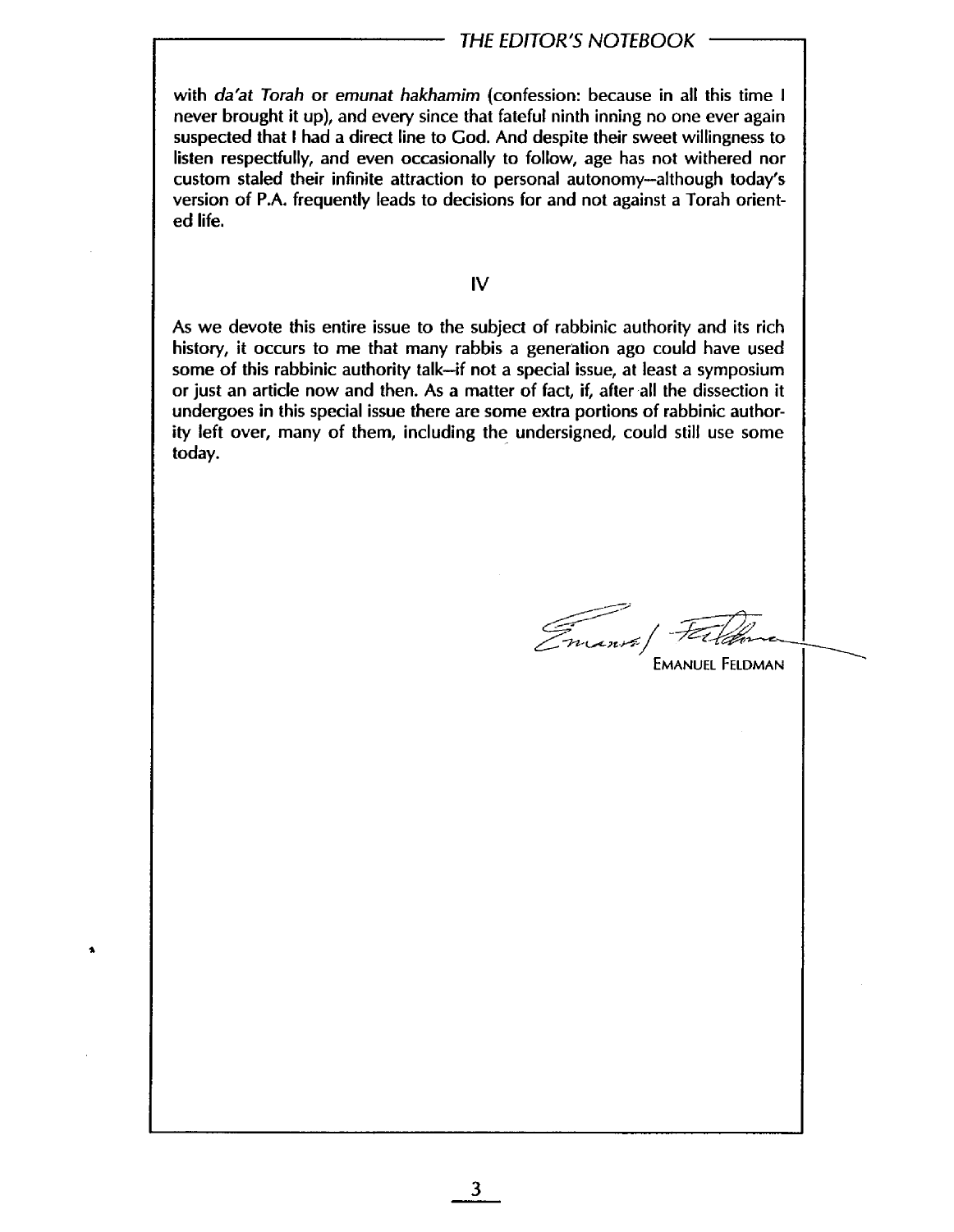with *da'at Torah* or *emunat hakhamim* (confession: because in all this time I never brought it up), and every since that fateful ninth inning no one ever again suspected that I had a direct line to God. And despite their sweet willingness to listen respectfully, and even occasionally to follow, age has not withered nor custom staled their infinite attraction to personal autonomy—although today's version of P.A. frequently leads to decisions for and not against a Torah oriented life.

## IV

As we devote this entire issue to the subject of rabbinic authority and its rich history, it occurs to me that many rabbis a generation ago could have used some of this rabbinic authority talk—if not a special issue, at least a symposium or just an article now and then. As a matter of fact, if, after all the dissection it undergoes in this special issue there are some extra portions of rabbinic authority left over, many of them, including the undersigned, could still use some today.

EMANUEL FELDMAN